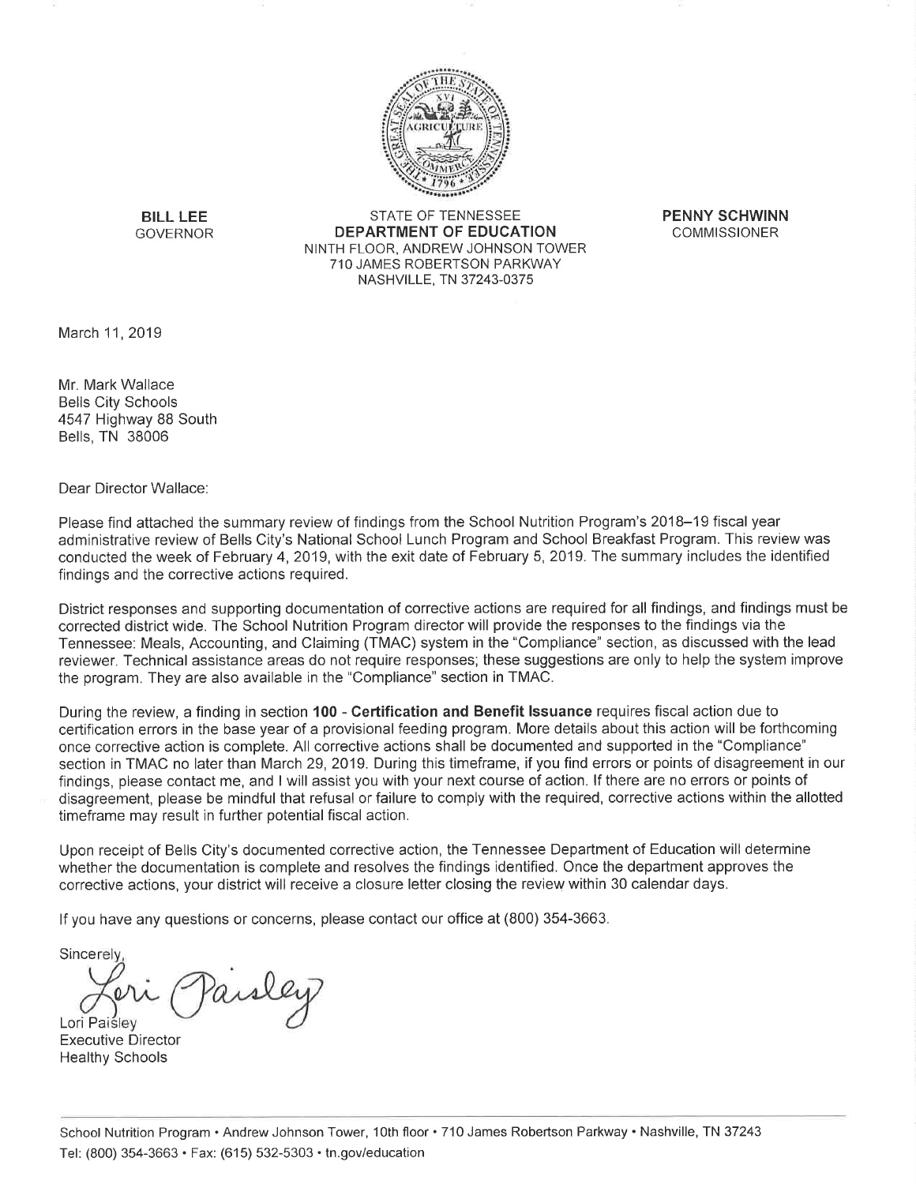**BILL LEE**
GOVERNOR

STATE OF TENNESSEE
**DEPARTMENT OF EDUCATION**
NINTH FLOOR, ANDREW JOHNSON TOWER
710 JAMES ROBERTSON PARKWAY
NASHVILLE, TN 37243-0375

**PENNY SCHWINN**
COMMISSIONER

March 11, 2019

Mr. Mark Wallace
Bells City Schools
4547 Highway 88 South
Bells, TN 38006

Dear Director Wallace:

Please find attached the summary review of findings from the School Nutrition Program's 2018–19 fiscal year administrative review of Bells City's National School Lunch Program and School Breakfast Program. This review was conducted the week of February 4, 2019, with the exit date of February 5, 2019. The summary includes the identified findings and the corrective actions required.

District responses and supporting documentation of corrective actions are required for all findings, and findings must be corrected district wide. The School Nutrition Program director will provide the responses to the findings via the Tennessee: Meals, Accounting, and Claiming (TMAC) system in the "Compliance" section, as discussed with the lead reviewer. Technical assistance areas do not require responses; these suggestions are only to help the system improve the program. They are also available in the "Compliance" section in TMAC.

During the review, a finding in section **100 - Certification and Benefit Issuance** requires fiscal action due to certification errors in the base year of a provisional feeding program. More details about this action will be forthcoming once corrective action is complete. All corrective actions shall be documented and supported in the "Compliance" section in TMAC no later than March 29, 2019. During this timeframe, if you find errors or points of disagreement in our findings, please contact me, and I will assist you with your next course of action. If there are no errors or points of disagreement, please be mindful that refusal or failure to comply with the required, corrective actions within the allotted timeframe may result in further potential fiscal action.

Upon receipt of Bells City's documented corrective action, the Tennessee Department of Education will determine whether the documentation is complete and resolves the findings identified. Once the department approves the corrective actions, your district will receive a closure letter closing the review within 30 calendar days.

If you have any questions or concerns, please contact our office at (800) 354-3663.

Sincerely,

Lori Paisley
Executive Director
Healthy Schools

School Nutrition Program • Andrew Johnson Tower, 10th floor • 710 James Robertson Parkway • Nashville, TN 37243
Tel: (800) 354-3663 • Fax: (615) 532-5303 • tn.gov/education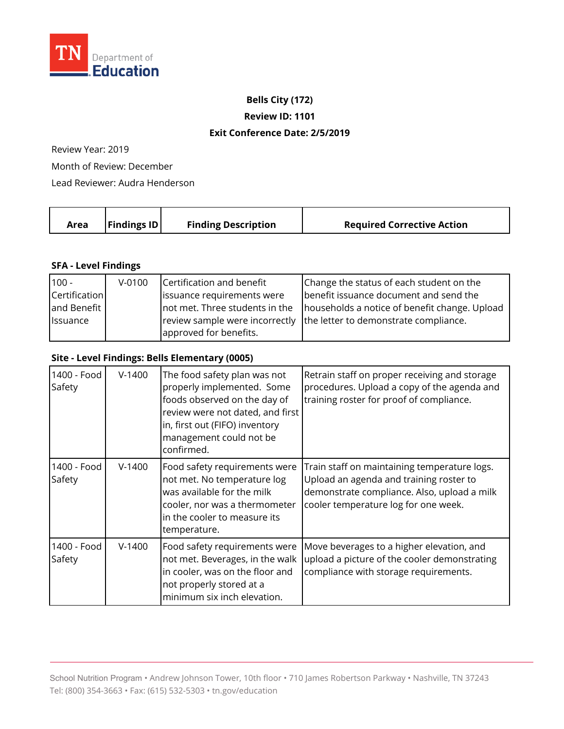**TN Department of Education**

**Bells City (172)**

**Review ID: 1101**

**Exit Conference Date: 2/5/2019**

Review Year: 2019

Month of Review: December

Lead Reviewer: Audra Henderson

| Area | Findings ID | Finding Description | Required Corrective Action |
|---|---|---|---|

**SFA - Level Findings**

| | | | |
|---|---|---|---|
| 100 - Certification and Benefit Issuance | V-0100 | Certification and benefit issuance requirements were not met. Three students in the review sample were incorrectly approved for benefits. | Change the status of each student on the benefit issuance document and send the households a notice of benefit change. Upload the letter to demonstrate compliance. |

**Site - Level Findings: Bells Elementary (0005)**

| | | | |
|---|---|---|---|
| 1400 - Food Safety | V-1400 | The food safety plan was not properly implemented. Some foods observed on the day of review were not dated, and first in, first out (FIFO) inventory management could not be confirmed. | Retrain staff on proper receiving and storage procedures. Upload a copy of the agenda and training roster for proof of compliance. |
| 1400 - Food Safety | V-1400 | Food safety requirements were not met. No temperature log was available for the milk cooler, nor was a thermometer in the cooler to measure its temperature. | Train staff on maintaining temperature logs. Upload an agenda and training roster to demonstrate compliance. Also, upload a milk cooler temperature log for one week. |
| 1400 - Food Safety | V-1400 | Food safety requirements were not met. Beverages, in the walk in cooler, was on the floor and not properly stored at a minimum six inch elevation. | Move beverages to a higher elevation, and upload a picture of the cooler demonstrating compliance with storage requirements. |

School Nutrition Program • Andrew Johnson Tower, 10th floor • 710 James Robertson Parkway • Nashville, TN 37243
Tel: (800) 354-3663 • Fax: (615) 532-5303 • tn.gov/education